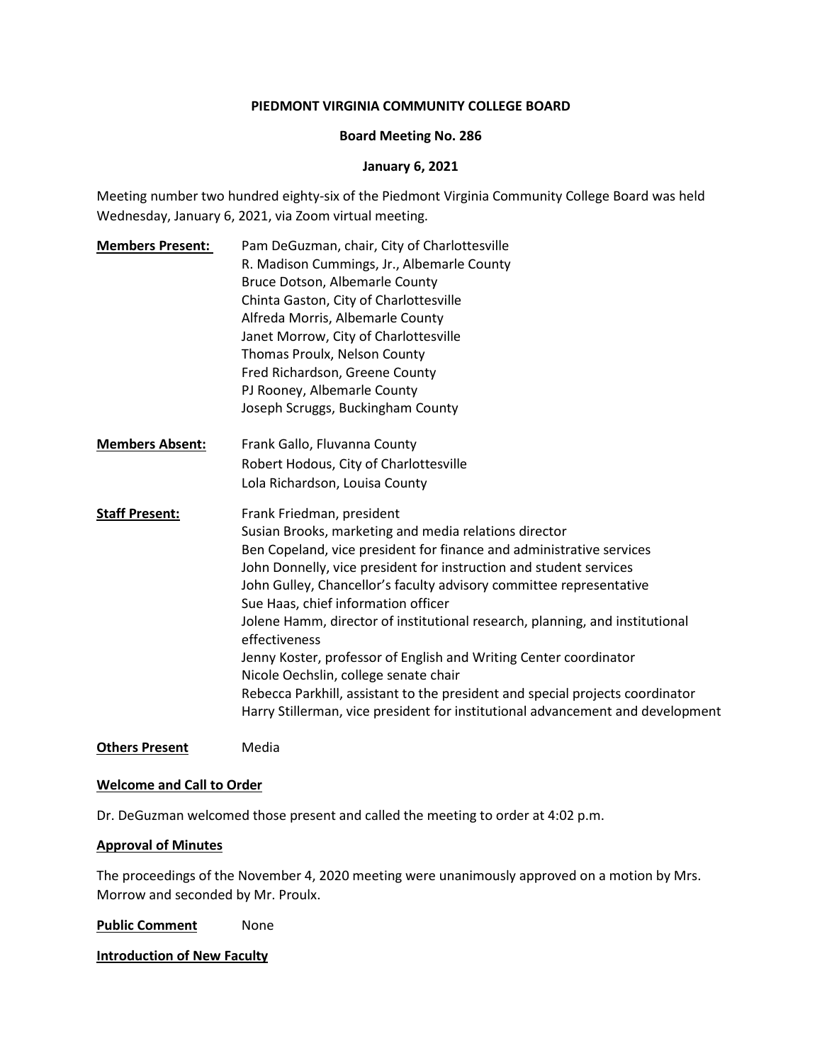**PIEDMONT VIRGINIA COMMUNITY COLLEGE BOARD**

**Board Meeting No. 286**

**January 6, 2021**

Meeting number two hundred eighty-six of the Piedmont Virginia Community College Board was held Wednesday, January 6, 2021, via Zoom virtual meeting.

**Members Present:**
Pam DeGuzman, chair, City of Charlottesville
R. Madison Cummings, Jr., Albemarle County
Bruce Dotson, Albemarle County
Chinta Gaston, City of Charlottesville
Alfreda Morris, Albemarle County
Janet Morrow, City of Charlottesville
Thomas Proulx, Nelson County
Fred Richardson, Greene County
PJ Rooney, Albemarle County
Joseph Scruggs, Buckingham County

**Members Absent:**
Frank Gallo, Fluvanna County
Robert Hodous, City of Charlottesville
Lola Richardson, Louisa County

**Staff Present:**
Frank Friedman, president
Susian Brooks, marketing and media relations director
Ben Copeland, vice president for finance and administrative services
John Donnelly, vice president for instruction and student services
John Gulley, Chancellor's faculty advisory committee representative
Sue Haas, chief information officer
Jolene Hamm, director of institutional research, planning, and institutional effectiveness
Jenny Koster, professor of English and Writing Center coordinator
Nicole Oechslin, college senate chair
Rebecca Parkhill, assistant to the president and special projects coordinator
Harry Stillerman, vice president for institutional advancement and development

**Others Present** Media

**Welcome and Call to Order**

Dr. DeGuzman welcomed those present and called the meeting to order at 4:02 p.m.

**Approval of Minutes**

The proceedings of the November 4, 2020 meeting were unanimously approved on a motion by Mrs. Morrow and seconded by Mr. Proulx.

**Public Comment** None

**Introduction of New Faculty**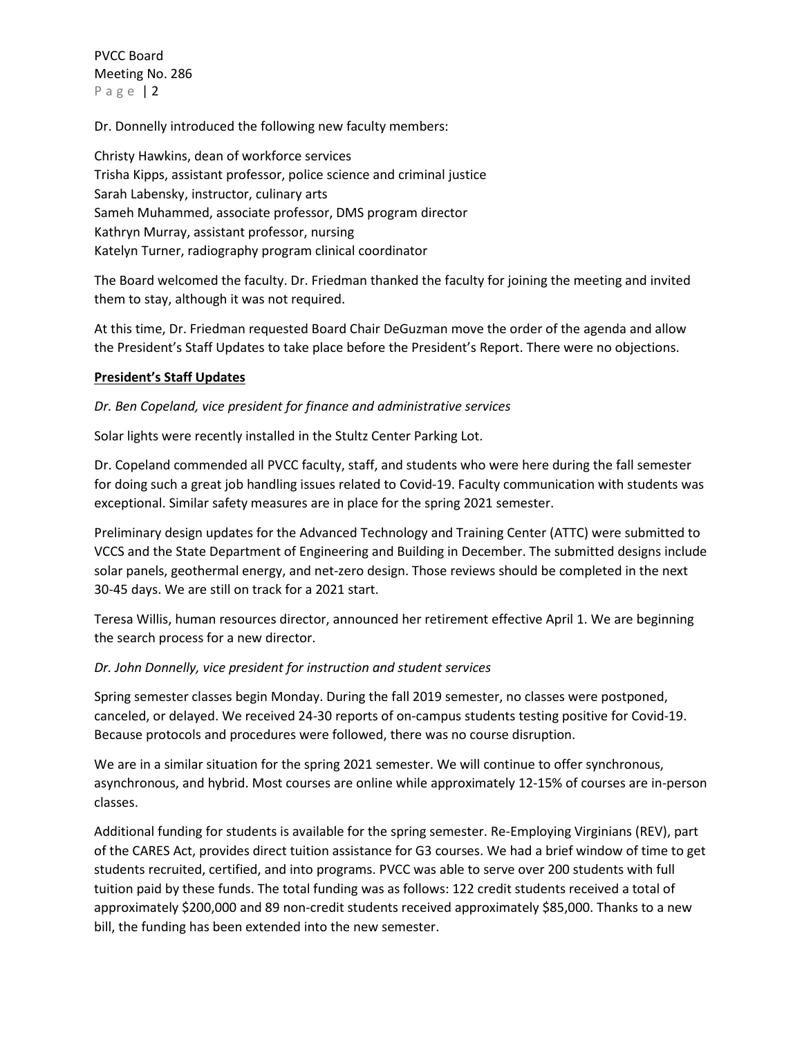Dr. Donnelly introduced the following new faculty members:

Christy Hawkins, dean of workforce services
Trisha Kipps, assistant professor, police science and criminal justice
Sarah Labensky, instructor, culinary arts
Sameh Muhammed, associate professor, DMS program director
Kathryn Murray, assistant professor, nursing
Katelyn Turner, radiography program clinical coordinator

The Board welcomed the faculty. Dr. Friedman thanked the faculty for joining the meeting and invited them to stay, although it was not required.

At this time, Dr. Friedman requested Board Chair DeGuzman move the order of the agenda and allow the President's Staff Updates to take place before the President's Report. There were no objections.

**President's Staff Updates**

*Dr. Ben Copeland, vice president for finance and administrative services*

Solar lights were recently installed in the Stultz Center Parking Lot.

Dr. Copeland commended all PVCC faculty, staff, and students who were here during the fall semester for doing such a great job handling issues related to Covid-19. Faculty communication with students was exceptional. Similar safety measures are in place for the spring 2021 semester.

Preliminary design updates for the Advanced Technology and Training Center (ATTC) were submitted to VCCS and the State Department of Engineering and Building in December. The submitted designs include solar panels, geothermal energy, and net-zero design. Those reviews should be completed in the next 30-45 days. We are still on track for a 2021 start.

Teresa Willis, human resources director, announced her retirement effective April 1. We are beginning the search process for a new director.

*Dr. John Donnelly, vice president for instruction and student services*

Spring semester classes begin Monday. During the fall 2019 semester, no classes were postponed, canceled, or delayed. We received 24-30 reports of on-campus students testing positive for Covid-19. Because protocols and procedures were followed, there was no course disruption.

We are in a similar situation for the spring 2021 semester. We will continue to offer synchronous, asynchronous, and hybrid. Most courses are online while approximately 12-15% of courses are in-person classes.

Additional funding for students is available for the spring semester. Re-Employing Virginians (REV), part of the CARES Act, provides direct tuition assistance for G3 courses. We had a brief window of time to get students recruited, certified, and into programs. PVCC was able to serve over 200 students with full tuition paid by these funds. The total funding was as follows: 122 credit students received a total of approximately $200,000 and 89 non-credit students received approximately $85,000. Thanks to a new bill, the funding has been extended into the new semester.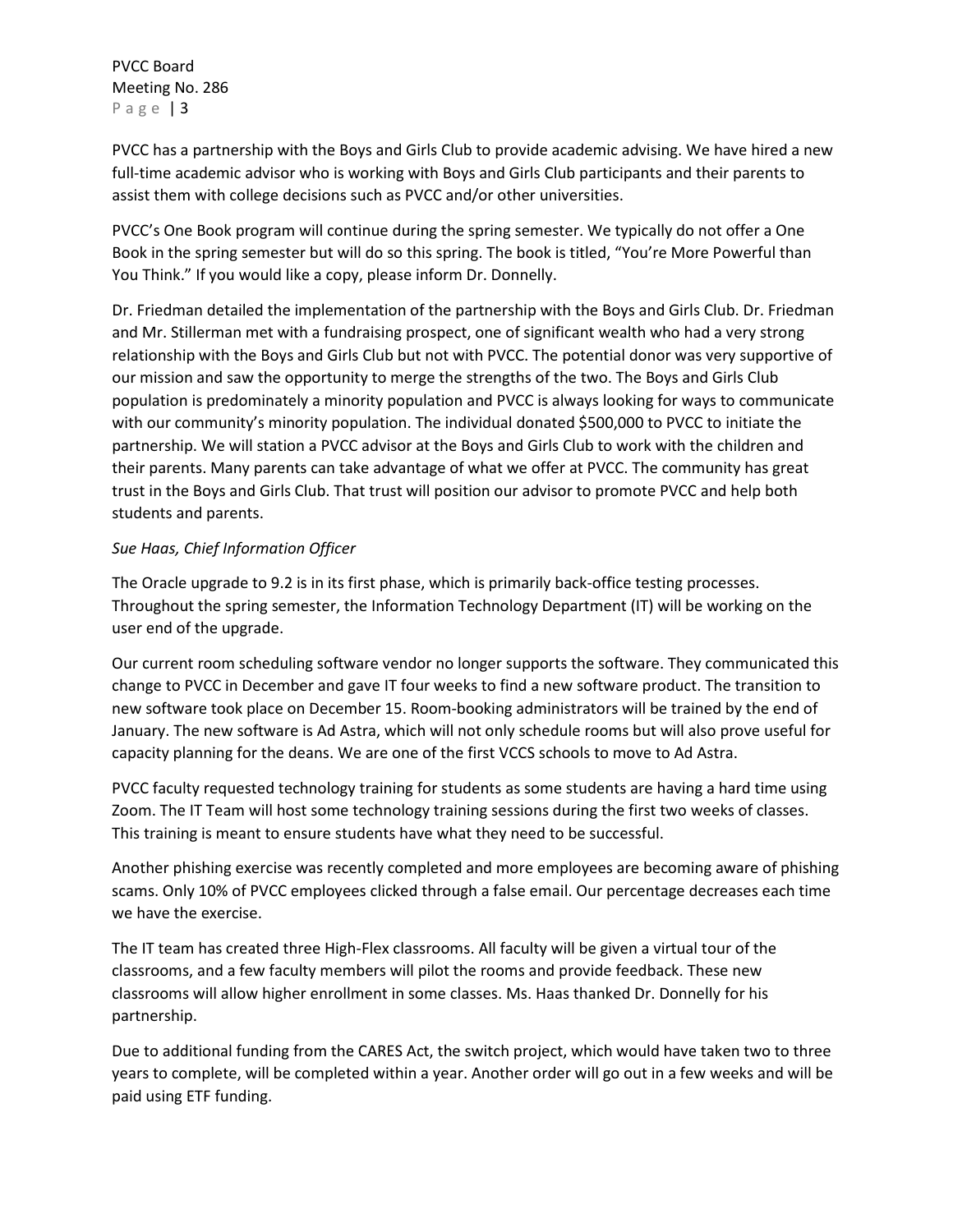PVCC has a partnership with the Boys and Girls Club to provide academic advising. We have hired a new full-time academic advisor who is working with Boys and Girls Club participants and their parents to assist them with college decisions such as PVCC and/or other universities.

PVCC's One Book program will continue during the spring semester. We typically do not offer a One Book in the spring semester but will do so this spring. The book is titled, "You're More Powerful than You Think." If you would like a copy, please inform Dr. Donnelly.

Dr. Friedman detailed the implementation of the partnership with the Boys and Girls Club. Dr. Friedman and Mr. Stillerman met with a fundraising prospect, one of significant wealth who had a very strong relationship with the Boys and Girls Club but not with PVCC. The potential donor was very supportive of our mission and saw the opportunity to merge the strengths of the two. The Boys and Girls Club population is predominately a minority population and PVCC is always looking for ways to communicate with our community's minority population. The individual donated $500,000 to PVCC to initiate the partnership. We will station a PVCC advisor at the Boys and Girls Club to work with the children and their parents. Many parents can take advantage of what we offer at PVCC. The community has great trust in the Boys and Girls Club. That trust will position our advisor to promote PVCC and help both students and parents.

*Sue Haas, Chief Information Officer*

The Oracle upgrade to 9.2 is in its first phase, which is primarily back-office testing processes. Throughout the spring semester, the Information Technology Department (IT) will be working on the user end of the upgrade.

Our current room scheduling software vendor no longer supports the software. They communicated this change to PVCC in December and gave IT four weeks to find a new software product. The transition to new software took place on December 15. Room-booking administrators will be trained by the end of January. The new software is Ad Astra, which will not only schedule rooms but will also prove useful for capacity planning for the deans. We are one of the first VCCS schools to move to Ad Astra.

PVCC faculty requested technology training for students as some students are having a hard time using Zoom. The IT Team will host some technology training sessions during the first two weeks of classes. This training is meant to ensure students have what they need to be successful.

Another phishing exercise was recently completed and more employees are becoming aware of phishing scams. Only 10% of PVCC employees clicked through a false email. Our percentage decreases each time we have the exercise.

The IT team has created three High-Flex classrooms. All faculty will be given a virtual tour of the classrooms, and a few faculty members will pilot the rooms and provide feedback. These new classrooms will allow higher enrollment in some classes. Ms. Haas thanked Dr. Donnelly for his partnership.

Due to additional funding from the CARES Act, the switch project, which would have taken two to three years to complete, will be completed within a year. Another order will go out in a few weeks and will be paid using ETF funding.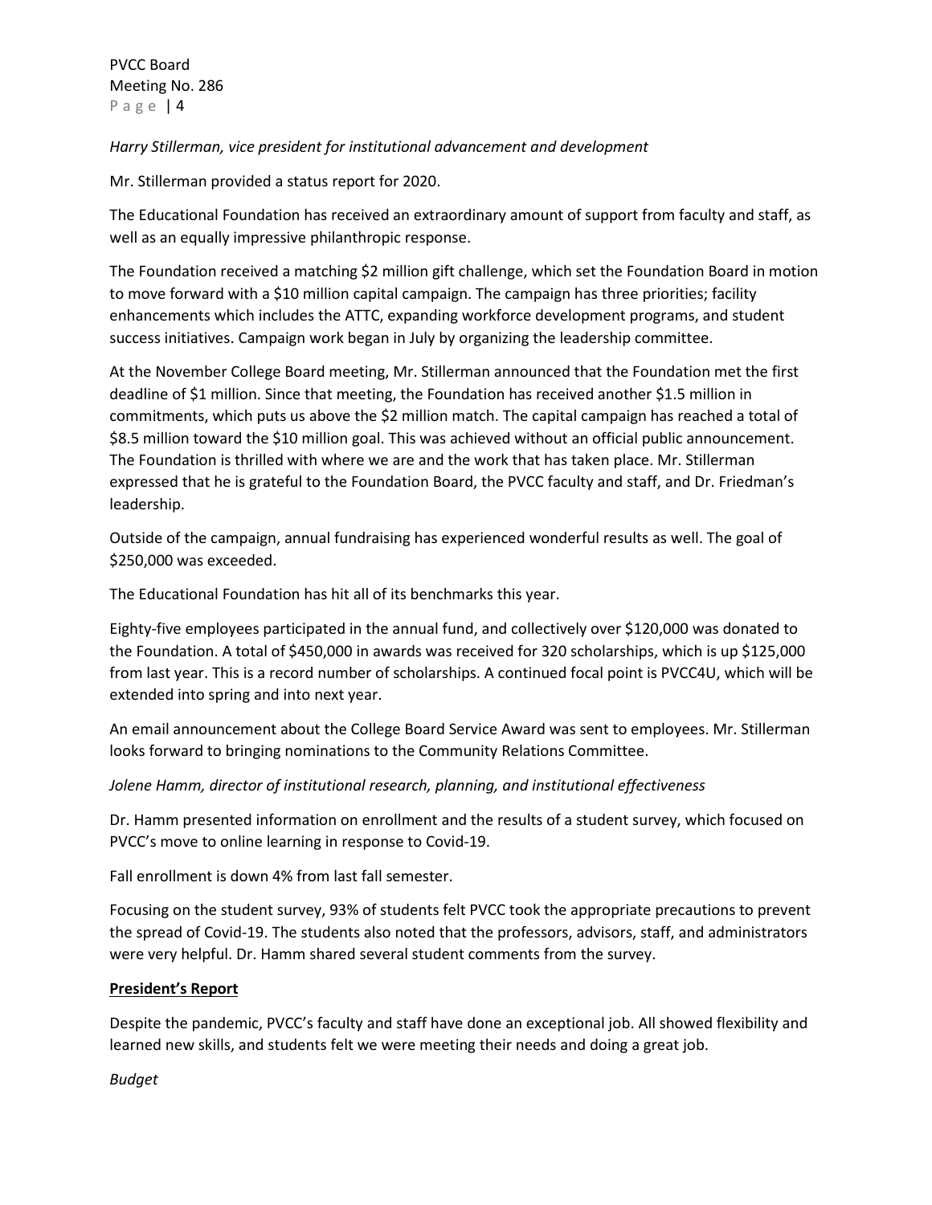*Harry Stillerman, vice president for institutional advancement and development*

Mr. Stillerman provided a status report for 2020.

The Educational Foundation has received an extraordinary amount of support from faculty and staff, as well as an equally impressive philanthropic response.

The Foundation received a matching $2 million gift challenge, which set the Foundation Board in motion to move forward with a $10 million capital campaign. The campaign has three priorities; facility enhancements which includes the ATTC, expanding workforce development programs, and student success initiatives. Campaign work began in July by organizing the leadership committee.

At the November College Board meeting, Mr. Stillerman announced that the Foundation met the first deadline of $1 million. Since that meeting, the Foundation has received another $1.5 million in commitments, which puts us above the $2 million match. The capital campaign has reached a total of $8.5 million toward the $10 million goal. This was achieved without an official public announcement. The Foundation is thrilled with where we are and the work that has taken place. Mr. Stillerman expressed that he is grateful to the Foundation Board, the PVCC faculty and staff, and Dr. Friedman's leadership.

Outside of the campaign, annual fundraising has experienced wonderful results as well. The goal of $250,000 was exceeded.

The Educational Foundation has hit all of its benchmarks this year.

Eighty-five employees participated in the annual fund, and collectively over $120,000 was donated to the Foundation. A total of $450,000 in awards was received for 320 scholarships, which is up $125,000 from last year. This is a record number of scholarships. A continued focal point is PVCC4U, which will be extended into spring and into next year.

An email announcement about the College Board Service Award was sent to employees. Mr. Stillerman looks forward to bringing nominations to the Community Relations Committee.

*Jolene Hamm, director of institutional research, planning, and institutional effectiveness*

Dr. Hamm presented information on enrollment and the results of a student survey, which focused on PVCC's move to online learning in response to Covid-19.

Fall enrollment is down 4% from last fall semester.

Focusing on the student survey, 93% of students felt PVCC took the appropriate precautions to prevent the spread of Covid-19. The students also noted that the professors, advisors, staff, and administrators were very helpful. Dr. Hamm shared several student comments from the survey.

**President's Report**

Despite the pandemic, PVCC's faculty and staff have done an exceptional job. All showed flexibility and learned new skills, and students felt we were meeting their needs and doing a great job.

*Budget*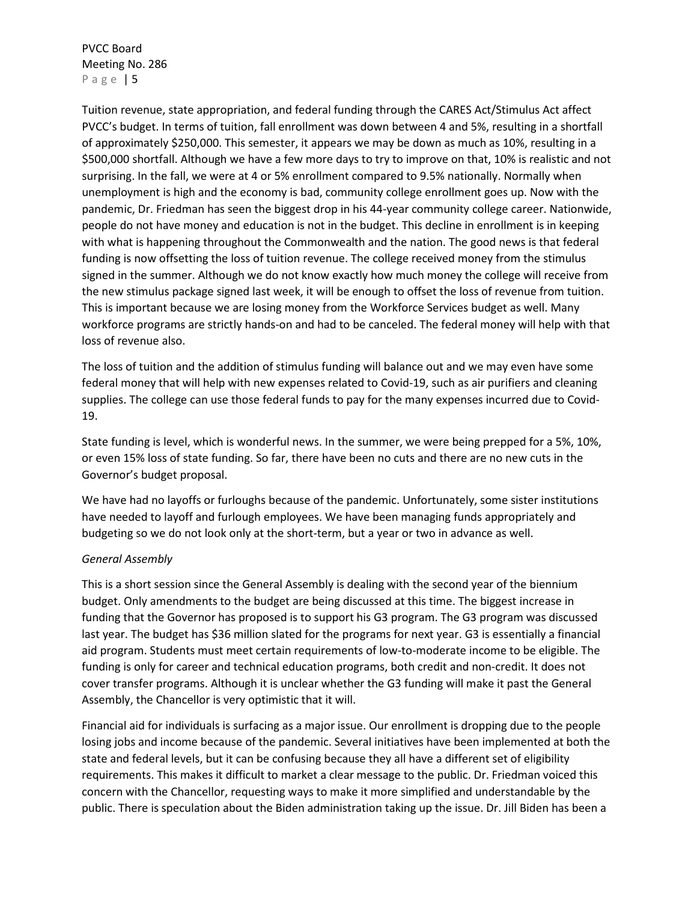Tuition revenue, state appropriation, and federal funding through the CARES Act/Stimulus Act affect PVCC's budget. In terms of tuition, fall enrollment was down between 4 and 5%, resulting in a shortfall of approximately $250,000. This semester, it appears we may be down as much as 10%, resulting in a $500,000 shortfall. Although we have a few more days to try to improve on that, 10% is realistic and not surprising. In the fall, we were at 4 or 5% enrollment compared to 9.5% nationally. Normally when unemployment is high and the economy is bad, community college enrollment goes up. Now with the pandemic, Dr. Friedman has seen the biggest drop in his 44-year community college career. Nationwide, people do not have money and education is not in the budget. This decline in enrollment is in keeping with what is happening throughout the Commonwealth and the nation. The good news is that federal funding is now offsetting the loss of tuition revenue. The college received money from the stimulus signed in the summer. Although we do not know exactly how much money the college will receive from the new stimulus package signed last week, it will be enough to offset the loss of revenue from tuition. This is important because we are losing money from the Workforce Services budget as well. Many workforce programs are strictly hands-on and had to be canceled. The federal money will help with that loss of revenue also.

The loss of tuition and the addition of stimulus funding will balance out and we may even have some federal money that will help with new expenses related to Covid-19, such as air purifiers and cleaning supplies. The college can use those federal funds to pay for the many expenses incurred due to Covid-19.

State funding is level, which is wonderful news. In the summer, we were being prepped for a 5%, 10%, or even 15% loss of state funding. So far, there have been no cuts and there are no new cuts in the Governor's budget proposal.

We have had no layoffs or furloughs because of the pandemic. Unfortunately, some sister institutions have needed to layoff and furlough employees. We have been managing funds appropriately and budgeting so we do not look only at the short-term, but a year or two in advance as well.

*General Assembly*

This is a short session since the General Assembly is dealing with the second year of the biennium budget. Only amendments to the budget are being discussed at this time. The biggest increase in funding that the Governor has proposed is to support his G3 program. The G3 program was discussed last year. The budget has $36 million slated for the programs for next year. G3 is essentially a financial aid program. Students must meet certain requirements of low-to-moderate income to be eligible. The funding is only for career and technical education programs, both credit and non-credit. It does not cover transfer programs. Although it is unclear whether the G3 funding will make it past the General Assembly, the Chancellor is very optimistic that it will.

Financial aid for individuals is surfacing as a major issue. Our enrollment is dropping due to the people losing jobs and income because of the pandemic. Several initiatives have been implemented at both the state and federal levels, but it can be confusing because they all have a different set of eligibility requirements. This makes it difficult to market a clear message to the public. Dr. Friedman voiced this concern with the Chancellor, requesting ways to make it more simplified and understandable by the public. There is speculation about the Biden administration taking up the issue. Dr. Jill Biden has been a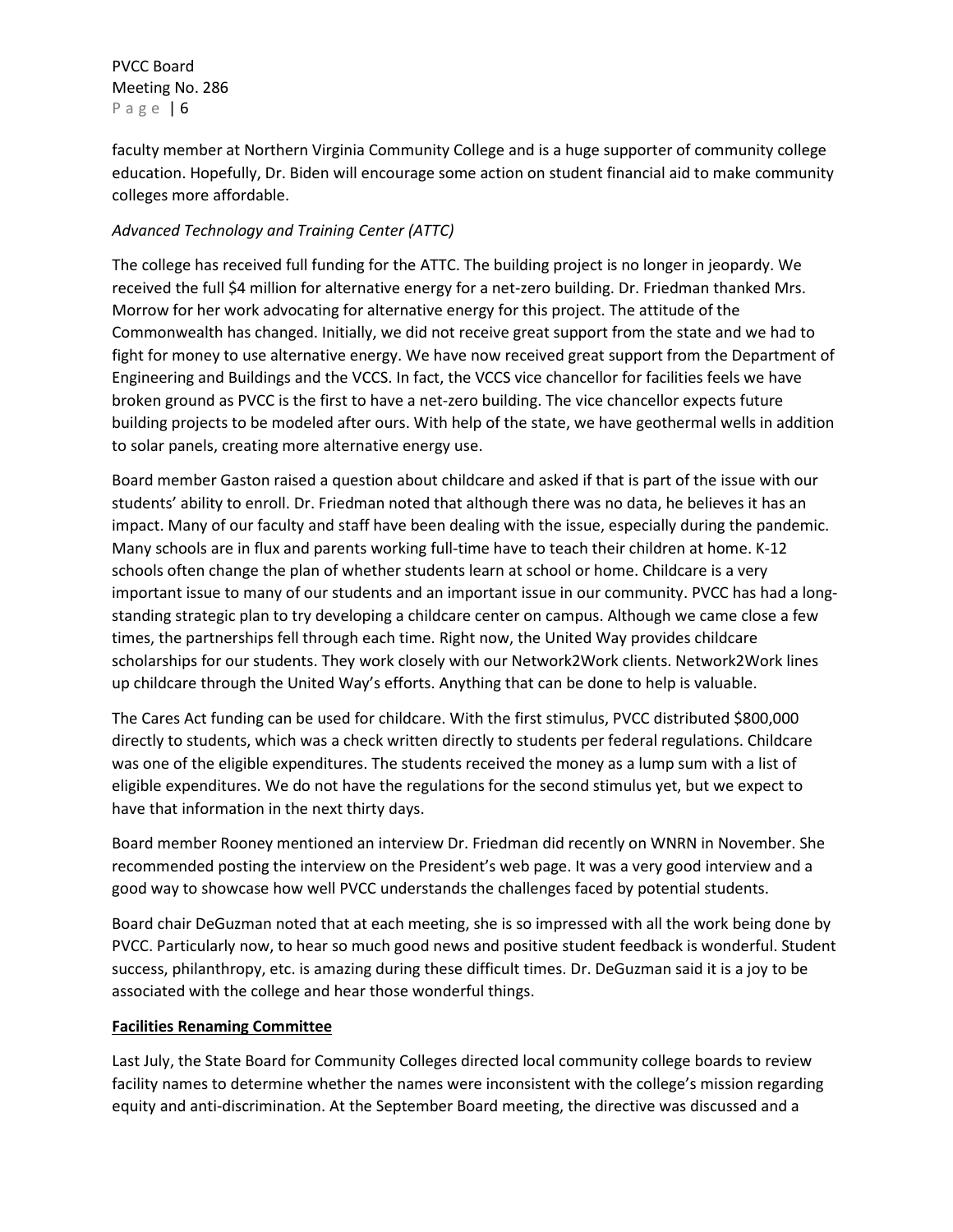faculty member at Northern Virginia Community College and is a huge supporter of community college education. Hopefully, Dr. Biden will encourage some action on student financial aid to make community colleges more affordable.

*Advanced Technology and Training Center (ATTC)*

The college has received full funding for the ATTC. The building project is no longer in jeopardy. We received the full $4 million for alternative energy for a net-zero building. Dr. Friedman thanked Mrs. Morrow for her work advocating for alternative energy for this project. The attitude of the Commonwealth has changed. Initially, we did not receive great support from the state and we had to fight for money to use alternative energy. We have now received great support from the Department of Engineering and Buildings and the VCCS. In fact, the VCCS vice chancellor for facilities feels we have broken ground as PVCC is the first to have a net-zero building. The vice chancellor expects future building projects to be modeled after ours. With help of the state, we have geothermal wells in addition to solar panels, creating more alternative energy use.

Board member Gaston raised a question about childcare and asked if that is part of the issue with our students' ability to enroll. Dr. Friedman noted that although there was no data, he believes it has an impact. Many of our faculty and staff have been dealing with the issue, especially during the pandemic. Many schools are in flux and parents working full-time have to teach their children at home. K-12 schools often change the plan of whether students learn at school or home. Childcare is a very important issue to many of our students and an important issue in our community. PVCC has had a long-standing strategic plan to try developing a childcare center on campus. Although we came close a few times, the partnerships fell through each time. Right now, the United Way provides childcare scholarships for our students. They work closely with our Network2Work clients. Network2Work lines up childcare through the United Way's efforts. Anything that can be done to help is valuable.

The Cares Act funding can be used for childcare. With the first stimulus, PVCC distributed $800,000 directly to students, which was a check written directly to students per federal regulations. Childcare was one of the eligible expenditures. The students received the money as a lump sum with a list of eligible expenditures. We do not have the regulations for the second stimulus yet, but we expect to have that information in the next thirty days.

Board member Rooney mentioned an interview Dr. Friedman did recently on WNRN in November. She recommended posting the interview on the President's web page. It was a very good interview and a good way to showcase how well PVCC understands the challenges faced by potential students.

Board chair DeGuzman noted that at each meeting, she is so impressed with all the work being done by PVCC. Particularly now, to hear so much good news and positive student feedback is wonderful. Student success, philanthropy, etc. is amazing during these difficult times. Dr. DeGuzman said it is a joy to be associated with the college and hear those wonderful things.

**Facilities Renaming Committee**

Last July, the State Board for Community Colleges directed local community college boards to review facility names to determine whether the names were inconsistent with the college's mission regarding equity and anti-discrimination. At the September Board meeting, the directive was discussed and a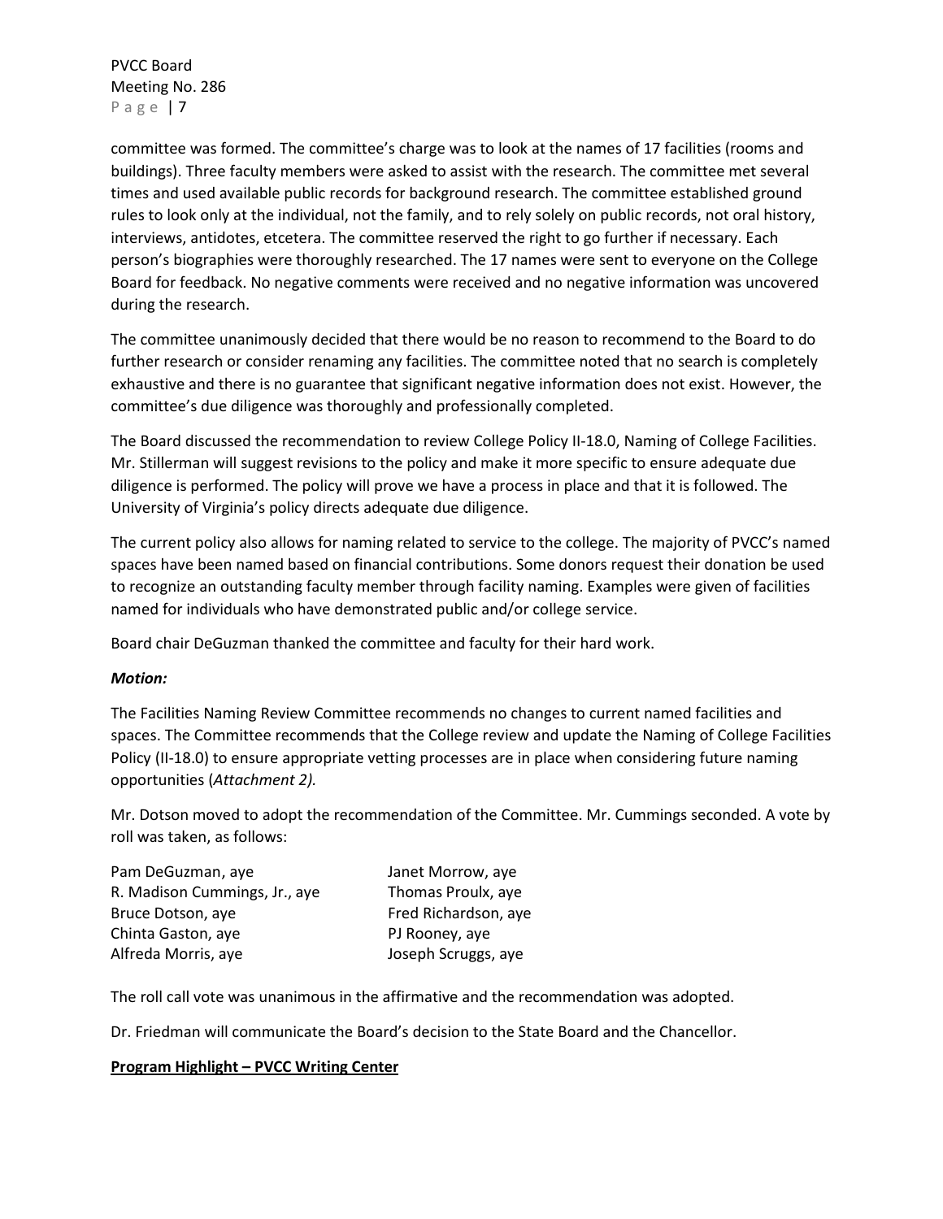committee was formed. The committee's charge was to look at the names of 17 facilities (rooms and buildings). Three faculty members were asked to assist with the research. The committee met several times and used available public records for background research. The committee established ground rules to look only at the individual, not the family, and to rely solely on public records, not oral history, interviews, antidotes, etcetera. The committee reserved the right to go further if necessary. Each person's biographies were thoroughly researched. The 17 names were sent to everyone on the College Board for feedback. No negative comments were received and no negative information was uncovered during the research.

The committee unanimously decided that there would be no reason to recommend to the Board to do further research or consider renaming any facilities. The committee noted that no search is completely exhaustive and there is no guarantee that significant negative information does not exist. However, the committee's due diligence was thoroughly and professionally completed.

The Board discussed the recommendation to review College Policy II-18.0, Naming of College Facilities. Mr. Stillerman will suggest revisions to the policy and make it more specific to ensure adequate due diligence is performed. The policy will prove we have a process in place and that it is followed. The University of Virginia's policy directs adequate due diligence.

The current policy also allows for naming related to service to the college. The majority of PVCC's named spaces have been named based on financial contributions. Some donors request their donation be used to recognize an outstanding faculty member through facility naming. Examples were given of facilities named for individuals who have demonstrated public and/or college service.

Board chair DeGuzman thanked the committee and faculty for their hard work.

***Motion:***

The Facilities Naming Review Committee recommends no changes to current named facilities and spaces. The Committee recommends that the College review and update the Naming of College Facilities Policy (II-18.0) to ensure appropriate vetting processes are in place when considering future naming opportunities (*Attachment 2).*

Mr. Dotson moved to adopt the recommendation of the Committee. Mr. Cummings seconded. A vote by roll was taken, as follows:

Pam DeGuzman, aye
R. Madison Cummings, Jr., aye
Bruce Dotson, aye
Chinta Gaston, aye
Alfreda Morris, aye
Janet Morrow, aye
Thomas Proulx, aye
Fred Richardson, aye
PJ Rooney, aye
Joseph Scruggs, aye

The roll call vote was unanimous in the affirmative and the recommendation was adopted.

Dr. Friedman will communicate the Board's decision to the State Board and the Chancellor.

**Program Highlight – PVCC Writing Center**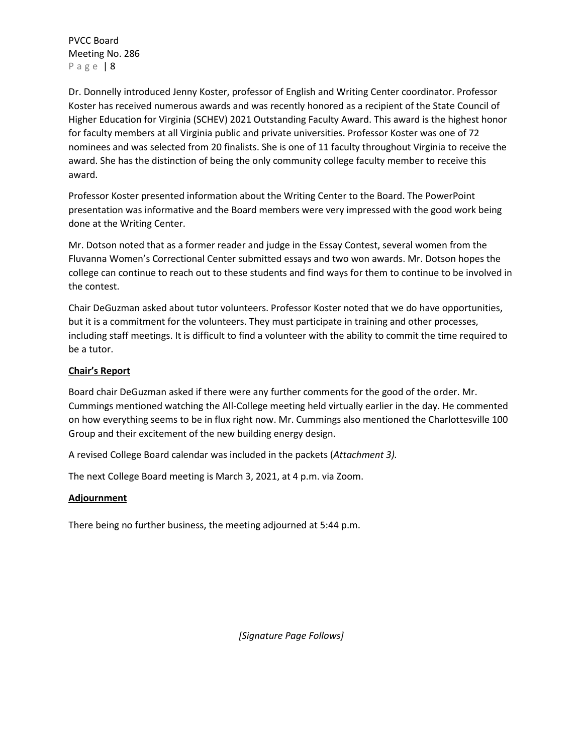Dr. Donnelly introduced Jenny Koster, professor of English and Writing Center coordinator. Professor Koster has received numerous awards and was recently honored as a recipient of the State Council of Higher Education for Virginia (SCHEV) 2021 Outstanding Faculty Award. This award is the highest honor for faculty members at all Virginia public and private universities. Professor Koster was one of 72 nominees and was selected from 20 finalists. She is one of 11 faculty throughout Virginia to receive the award. She has the distinction of being the only community college faculty member to receive this award.

Professor Koster presented information about the Writing Center to the Board. The PowerPoint presentation was informative and the Board members were very impressed with the good work being done at the Writing Center.

Mr. Dotson noted that as a former reader and judge in the Essay Contest, several women from the Fluvanna Women's Correctional Center submitted essays and two won awards. Mr. Dotson hopes the college can continue to reach out to these students and find ways for them to continue to be involved in the contest.

Chair DeGuzman asked about tutor volunteers. Professor Koster noted that we do have opportunities, but it is a commitment for the volunteers. They must participate in training and other processes, including staff meetings. It is difficult to find a volunteer with the ability to commit the time required to be a tutor.

**Chair's Report**

Board chair DeGuzman asked if there were any further comments for the good of the order. Mr. Cummings mentioned watching the All-College meeting held virtually earlier in the day. He commented on how everything seems to be in flux right now. Mr. Cummings also mentioned the Charlottesville 100 Group and their excitement of the new building energy design.

A revised College Board calendar was included in the packets (*Attachment 3).*

The next College Board meeting is March 3, 2021, at 4 p.m. via Zoom.

**Adjournment**

There being no further business, the meeting adjourned at 5:44 p.m.

*[Signature Page Follows]*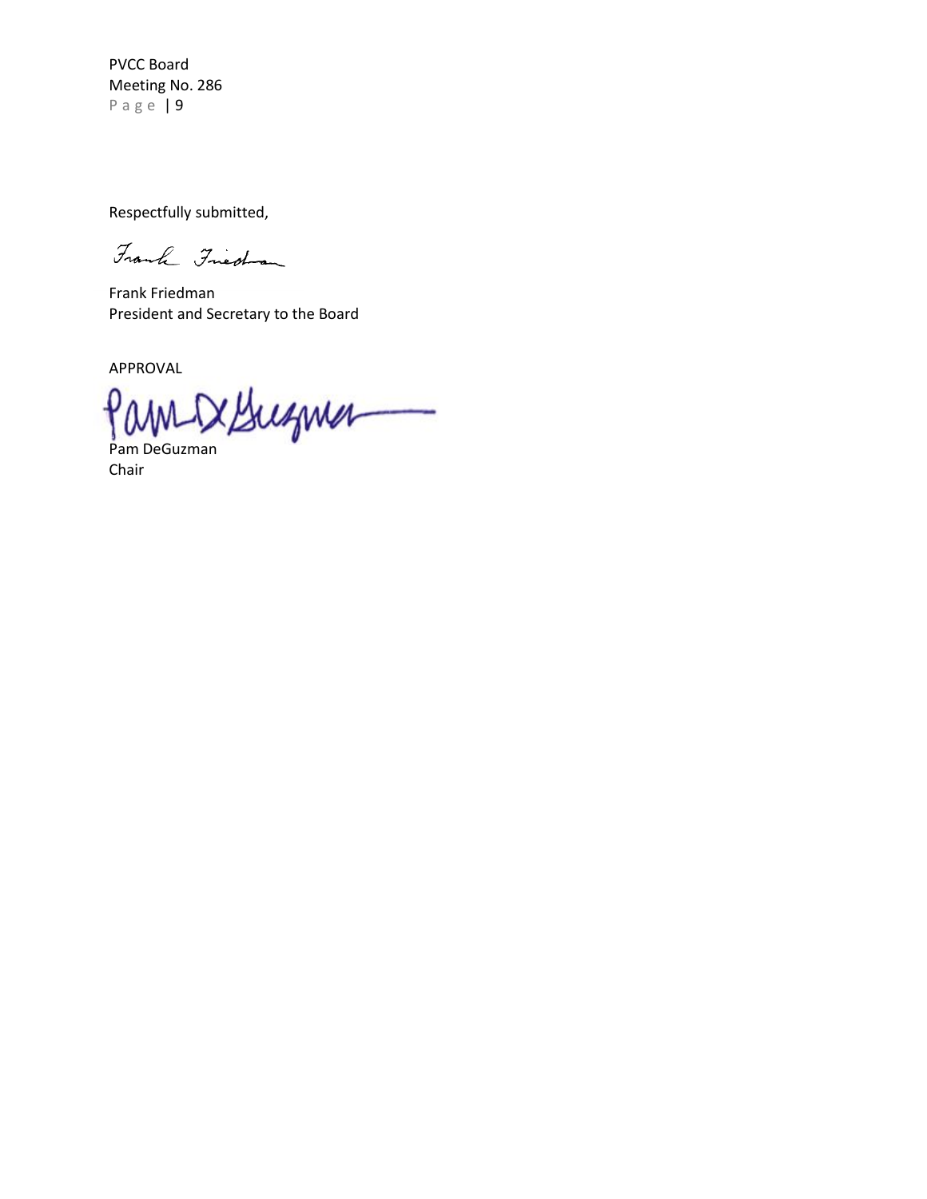Respectfully submitted,

Frank Friedman
President and Secretary to the Board

APPROVAL

Pam DeGuzman
Chair